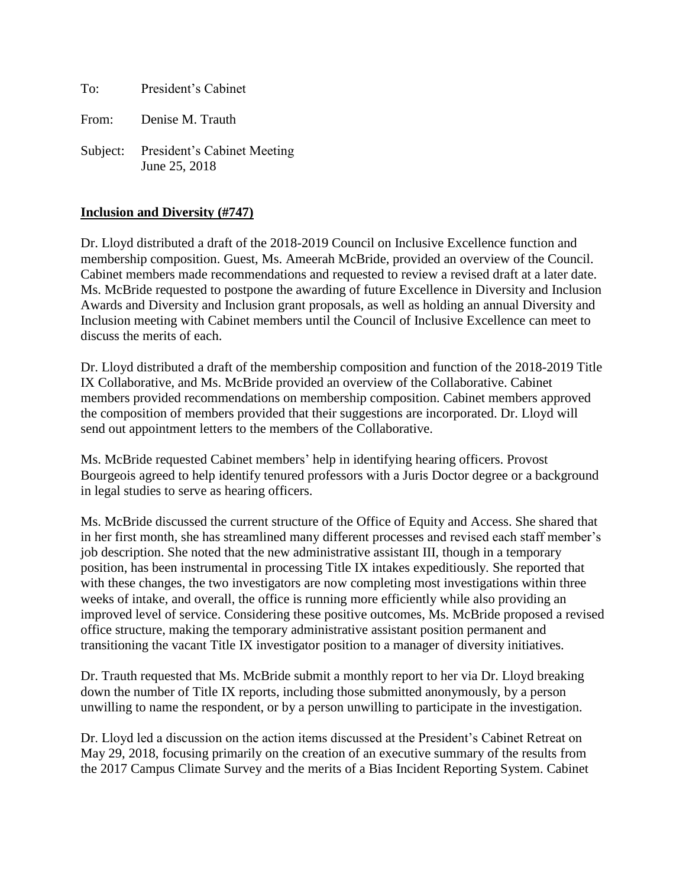To: President's Cabinet

From: Denise M. Trauth

Subject: President's Cabinet Meeting
June 25, 2018

**Inclusion and Diversity (#747)**

Dr. Lloyd distributed a draft of the 2018-2019 Council on Inclusive Excellence function and membership composition. Guest, Ms. Ameerah McBride, provided an overview of the Council. Cabinet members made recommendations and requested to review a revised draft at a later date. Ms. McBride requested to postpone the awarding of future Excellence in Diversity and Inclusion Awards and Diversity and Inclusion grant proposals, as well as holding an annual Diversity and Inclusion meeting with Cabinet members until the Council of Inclusive Excellence can meet to discuss the merits of each.

Dr. Lloyd distributed a draft of the membership composition and function of the 2018-2019 Title IX Collaborative, and Ms. McBride provided an overview of the Collaborative. Cabinet members provided recommendations on membership composition. Cabinet members approved the composition of members provided that their suggestions are incorporated. Dr. Lloyd will send out appointment letters to the members of the Collaborative.

Ms. McBride requested Cabinet members' help in identifying hearing officers. Provost Bourgeois agreed to help identify tenured professors with a Juris Doctor degree or a background in legal studies to serve as hearing officers.

Ms. McBride discussed the current structure of the Office of Equity and Access. She shared that in her first month, she has streamlined many different processes and revised each staff member's job description. She noted that the new administrative assistant III, though in a temporary position, has been instrumental in processing Title IX intakes expeditiously. She reported that with these changes, the two investigators are now completing most investigations within three weeks of intake, and overall, the office is running more efficiently while also providing an improved level of service. Considering these positive outcomes, Ms. McBride proposed a revised office structure, making the temporary administrative assistant position permanent and transitioning the vacant Title IX investigator position to a manager of diversity initiatives.

Dr. Trauth requested that Ms. McBride submit a monthly report to her via Dr. Lloyd breaking down the number of Title IX reports, including those submitted anonymously, by a person unwilling to name the respondent, or by a person unwilling to participate in the investigation.

Dr. Lloyd led a discussion on the action items discussed at the President's Cabinet Retreat on May 29, 2018, focusing primarily on the creation of an executive summary of the results from the 2017 Campus Climate Survey and the merits of a Bias Incident Reporting System. Cabinet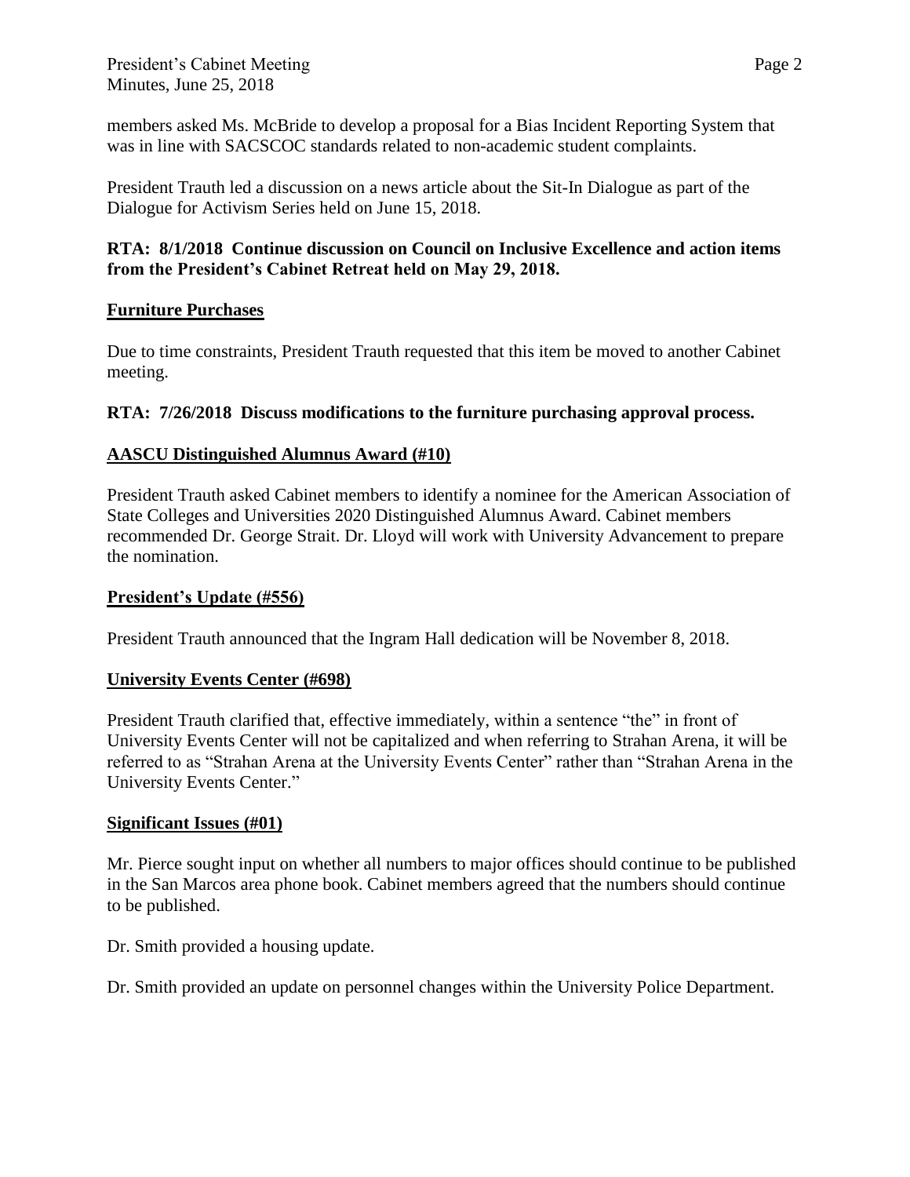members asked Ms. McBride to develop a proposal for a Bias Incident Reporting System that was in line with SACSCOC standards related to non-academic student complaints.

President Trauth led a discussion on a news article about the Sit-In Dialogue as part of the Dialogue for Activism Series held on June 15, 2018.

**RTA: 8/1/2018 Continue discussion on Council on Inclusive Excellence and action items from the President's Cabinet Retreat held on May 29, 2018.**

## Furniture Purchases

Due to time constraints, President Trauth requested that this item be moved to another Cabinet meeting.

**RTA: 7/26/2018 Discuss modifications to the furniture purchasing approval process.**

## AASCU Distinguished Alumnus Award (#10)

President Trauth asked Cabinet members to identify a nominee for the American Association of State Colleges and Universities 2020 Distinguished Alumnus Award. Cabinet members recommended Dr. George Strait. Dr. Lloyd will work with University Advancement to prepare the nomination.

## President's Update (#556)

President Trauth announced that the Ingram Hall dedication will be November 8, 2018.

## University Events Center (#698)

President Trauth clarified that, effective immediately, within a sentence "the" in front of University Events Center will not be capitalized and when referring to Strahan Arena, it will be referred to as "Strahan Arena at the University Events Center" rather than "Strahan Arena in the University Events Center."

## Significant Issues (#01)

Mr. Pierce sought input on whether all numbers to major offices should continue to be published in the San Marcos area phone book. Cabinet members agreed that the numbers should continue to be published.

Dr. Smith provided a housing update.

Dr. Smith provided an update on personnel changes within the University Police Department.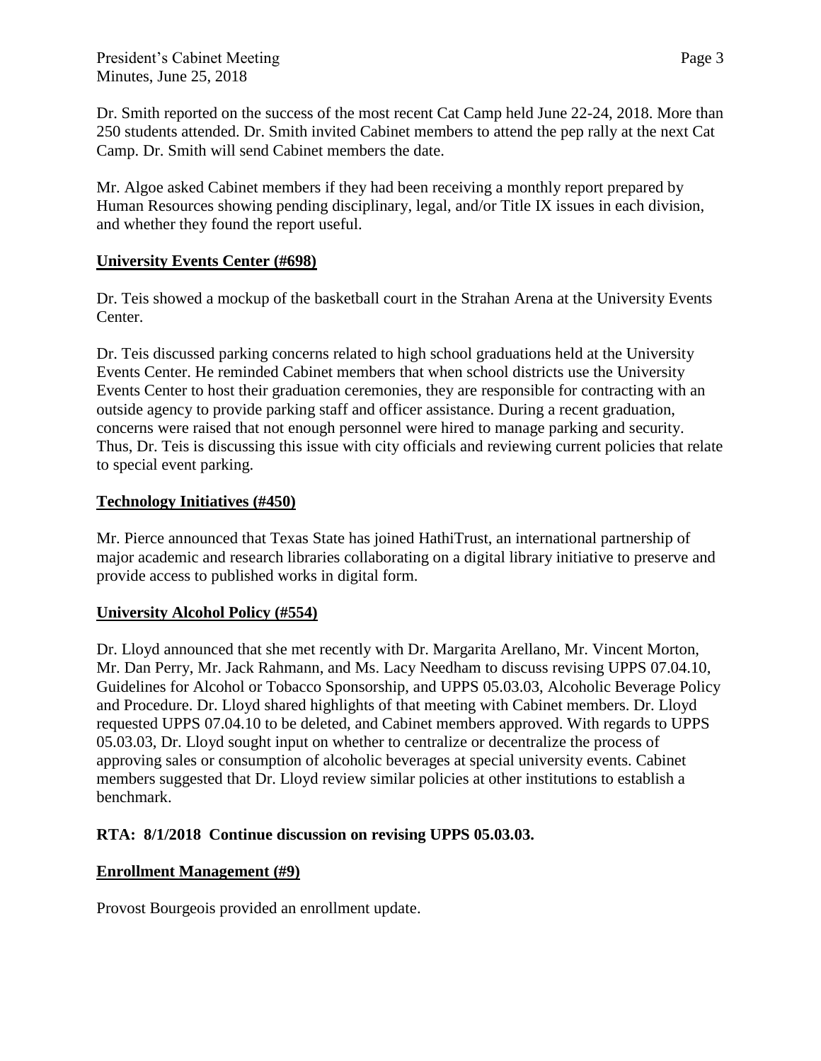Dr. Smith reported on the success of the most recent Cat Camp held June 22-24, 2018. More than 250 students attended. Dr. Smith invited Cabinet members to attend the pep rally at the next Cat Camp. Dr. Smith will send Cabinet members the date.

Mr. Algoe asked Cabinet members if they had been receiving a monthly report prepared by Human Resources showing pending disciplinary, legal, and/or Title IX issues in each division, and whether they found the report useful.

**University Events Center (#698)**

Dr. Teis showed a mockup of the basketball court in the Strahan Arena at the University Events Center.

Dr. Teis discussed parking concerns related to high school graduations held at the University Events Center. He reminded Cabinet members that when school districts use the University Events Center to host their graduation ceremonies, they are responsible for contracting with an outside agency to provide parking staff and officer assistance. During a recent graduation, concerns were raised that not enough personnel were hired to manage parking and security. Thus, Dr. Teis is discussing this issue with city officials and reviewing current policies that relate to special event parking.

**Technology Initiatives (#450)**

Mr. Pierce announced that Texas State has joined HathiTrust, an international partnership of major academic and research libraries collaborating on a digital library initiative to preserve and provide access to published works in digital form.

**University Alcohol Policy (#554)**

Dr. Lloyd announced that she met recently with Dr. Margarita Arellano, Mr. Vincent Morton, Mr. Dan Perry, Mr. Jack Rahmann, and Ms. Lacy Needham to discuss revising UPPS 07.04.10, Guidelines for Alcohol or Tobacco Sponsorship, and UPPS 05.03.03, Alcoholic Beverage Policy and Procedure. Dr. Lloyd shared highlights of that meeting with Cabinet members. Dr. Lloyd requested UPPS 07.04.10 to be deleted, and Cabinet members approved. With regards to UPPS 05.03.03, Dr. Lloyd sought input on whether to centralize or decentralize the process of approving sales or consumption of alcoholic beverages at special university events. Cabinet members suggested that Dr. Lloyd review similar policies at other institutions to establish a benchmark.

**RTA: 8/1/2018 Continue discussion on revising UPPS 05.03.03.**

**Enrollment Management (#9)**

Provost Bourgeois provided an enrollment update.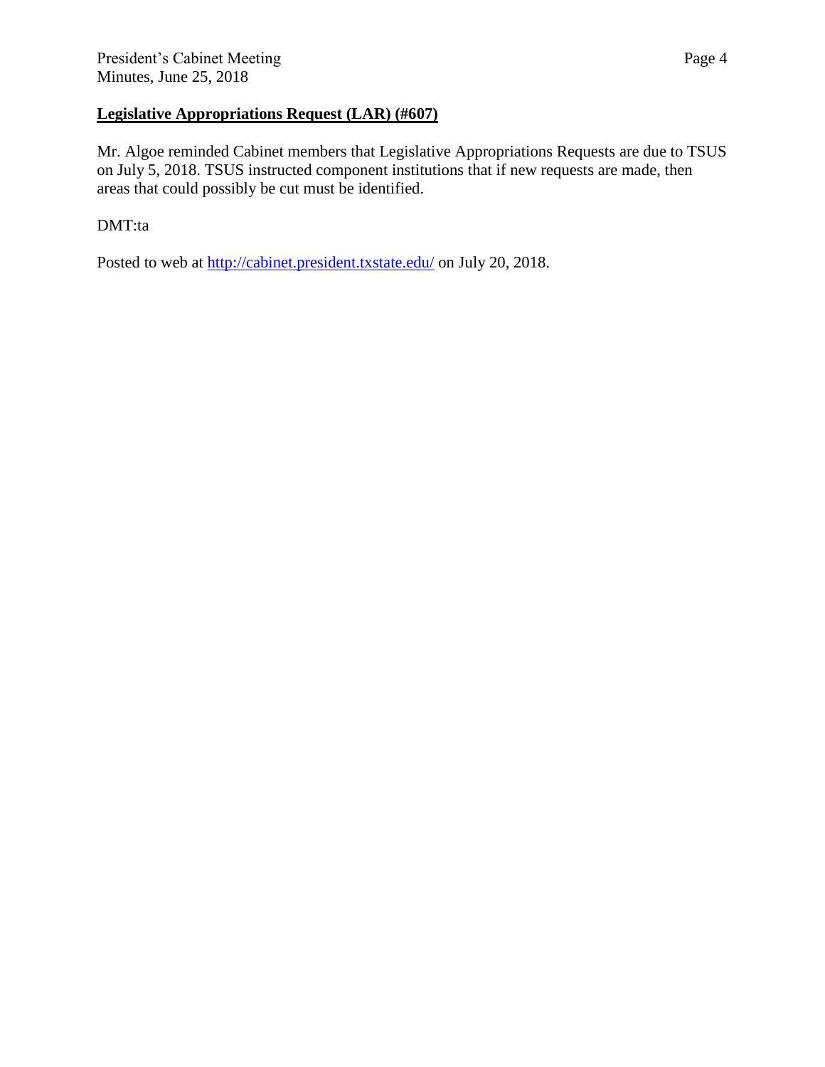**Legislative Appropriations Request (LAR) (#607)**

Mr. Algoe reminded Cabinet members that Legislative Appropriations Requests are due to TSUS on July 5, 2018. TSUS instructed component institutions that if new requests are made, then areas that could possibly be cut must be identified.

DMT:ta

Posted to web at http://cabinet.president.txstate.edu/ on July 20, 2018.